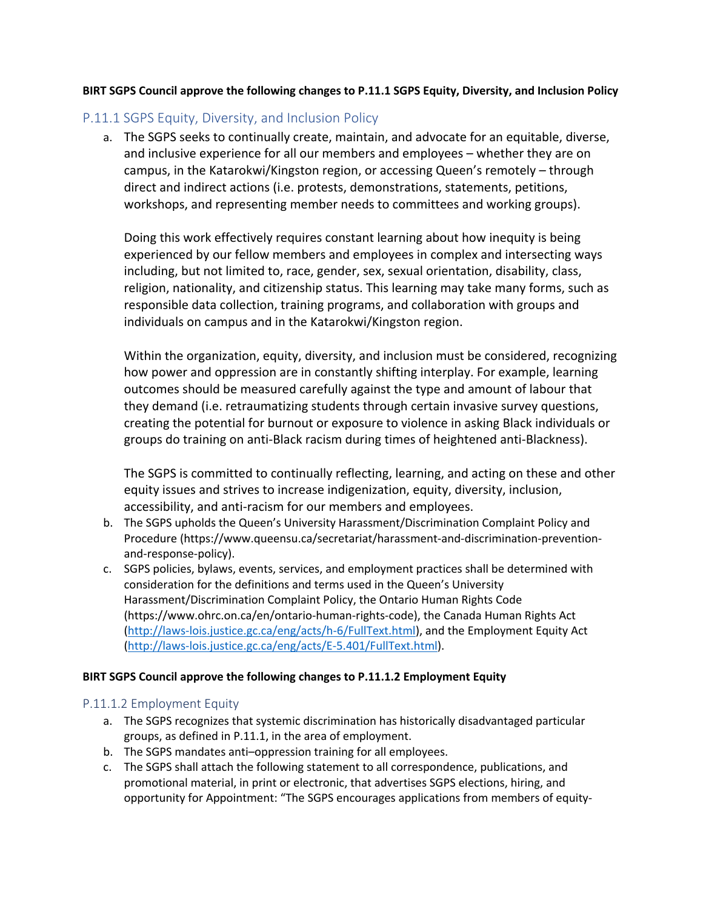**BIRT SGPS Council approve the following changes to P.11.1 SGPS Equity, Diversity, and Inclusion Policy**

## P.11.1 SGPS Equity, Diversity, and Inclusion Policy

a. The SGPS seeks to continually create, maintain, and advocate for an equitable, diverse, and inclusive experience for all our members and employees – whether they are on campus, in the Katarokwi/Kingston region, or accessing Queen's remotely – through direct and indirect actions (i.e. protests, demonstrations, statements, petitions, workshops, and representing member needs to committees and working groups).

   Doing this work effectively requires constant learning about how inequity is being experienced by our fellow members and employees in complex and intersecting ways including, but not limited to, race, gender, sex, sexual orientation, disability, class, religion, nationality, and citizenship status. This learning may take many forms, such as responsible data collection, training programs, and collaboration with groups and individuals on campus and in the Katarokwi/Kingston region.

   Within the organization, equity, diversity, and inclusion must be considered, recognizing how power and oppression are in constantly shifting interplay. For example, learning outcomes should be measured carefully against the type and amount of labour that they demand (i.e. retraumatizing students through certain invasive survey questions, creating the potential for burnout or exposure to violence in asking Black individuals or groups do training on anti-Black racism during times of heightened anti-Blackness).

   The SGPS is committed to continually reflecting, learning, and acting on these and other equity issues and strives to increase indigenization, equity, diversity, inclusion, accessibility, and anti-racism for our members and employees.

b. The SGPS upholds the Queen's University Harassment/Discrimination Complaint Policy and Procedure (https://www.queensu.ca/secretariat/harassment-and-discrimination-prevention-and-response-policy).

c. SGPS policies, bylaws, events, services, and employment practices shall be determined with consideration for the definitions and terms used in the Queen's University Harassment/Discrimination Complaint Policy, the Ontario Human Rights Code (https://www.ohrc.on.ca/en/ontario-human-rights-code), the Canada Human Rights Act (http://laws-lois.justice.gc.ca/eng/acts/h-6/FullText.html), and the Employment Equity Act (http://laws-lois.justice.gc.ca/eng/acts/E-5.401/FullText.html).

**BIRT SGPS Council approve the following changes to P.11.1.2 Employment Equity**

## P.11.1.2 Employment Equity

a. The SGPS recognizes that systemic discrimination has historically disadvantaged particular groups, as defined in P.11.1, in the area of employment.

b. The SGPS mandates anti–oppression training for all employees.

c. The SGPS shall attach the following statement to all correspondence, publications, and promotional material, in print or electronic, that advertises SGPS elections, hiring, and opportunity for Appointment: "The SGPS encourages applications from members of equity-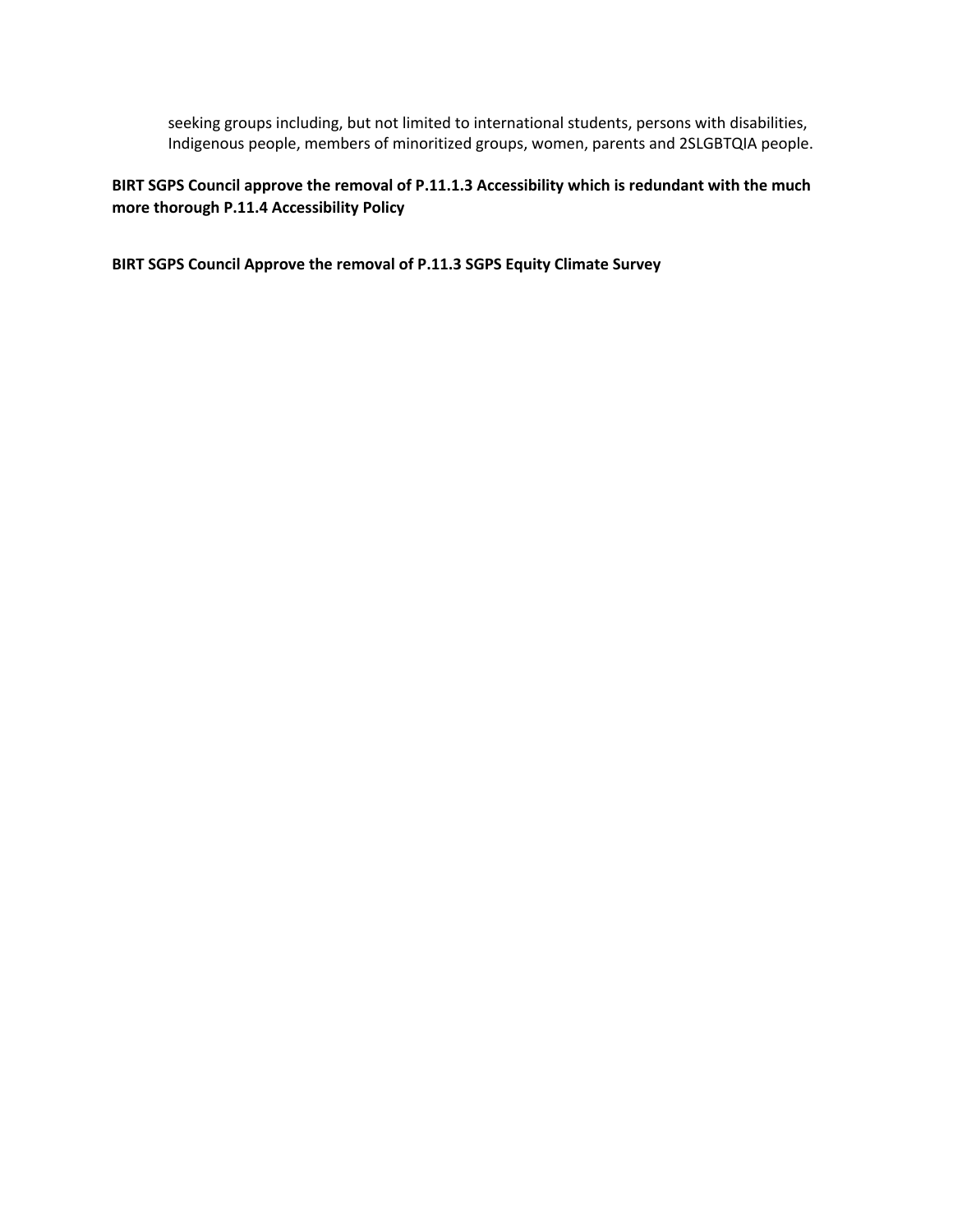seeking groups including, but not limited to international students, persons with disabilities, Indigenous people, members of minoritized groups, women, parents and 2SLGBTQIA people.

**BIRT SGPS Council approve the removal of P.11.1.3 Accessibility which is redundant with the much more thorough P.11.4 Accessibility Policy**

**BIRT SGPS Council Approve the removal of P.11.3 SGPS Equity Climate Survey**